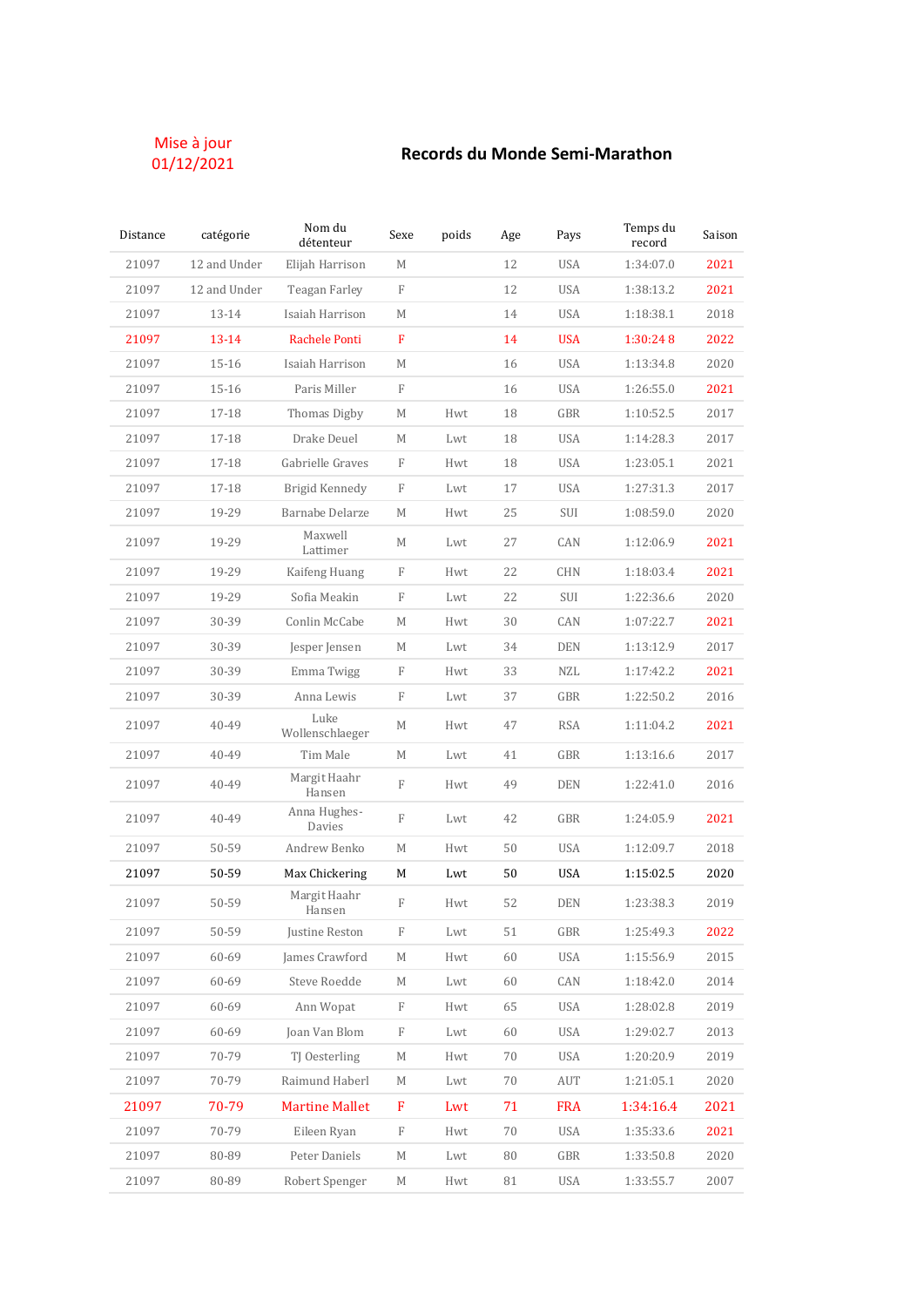Mise à jour
01/12/2021

# Records du Monde Semi-Marathon

| Distance | catégorie | Nom du détenteur | Sexe | poids | Age | Pays | Temps du record | Saison |
|---|---|---|---|---|---|---|---|---|
| 21097 | 12 and Under | Elijah Harrison | M | | 12 | USA | 1:34:07.0 | 2021 |
| 21097 | 12 and Under | Teagan Farley | F | | 12 | USA | 1:38:13.2 | 2021 |
| 21097 | 13-14 | Isaiah Harrison | M | | 14 | USA | 1:18:38.1 | 2018 |
| 21097 | 13-14 | Rachele Ponti | F | | 14 | USA | 1:30:24 8 | 2022 |
| 21097 | 15-16 | Isaiah Harrison | M | | 16 | USA | 1:13:34.8 | 2020 |
| 21097 | 15-16 | Paris Miller | F | | 16 | USA | 1:26:55.0 | 2021 |
| 21097 | 17-18 | Thomas Digby | M | Hwt | 18 | GBR | 1:10:52.5 | 2017 |
| 21097 | 17-18 | Drake Deuel | M | Lwt | 18 | USA | 1:14:28.3 | 2017 |
| 21097 | 17-18 | Gabrielle Graves | F | Hwt | 18 | USA | 1:23:05.1 | 2021 |
| 21097 | 17-18 | Brigid Kennedy | F | Lwt | 17 | USA | 1:27:31.3 | 2017 |
| 21097 | 19-29 | Barnabe Delarze | M | Hwt | 25 | SUI | 1:08:59.0 | 2020 |
| 21097 | 19-29 | Maxwell Lattimer | M | Lwt | 27 | CAN | 1:12:06.9 | 2021 |
| 21097 | 19-29 | Kaifeng Huang | F | Hwt | 22 | CHN | 1:18:03.4 | 2021 |
| 21097 | 19-29 | Sofia Meakin | F | Lwt | 22 | SUI | 1:22:36.6 | 2020 |
| 21097 | 30-39 | Conlin McCabe | M | Hwt | 30 | CAN | 1:07:22.7 | 2021 |
| 21097 | 30-39 | Jesper Jensen | M | Lwt | 34 | DEN | 1:13:12.9 | 2017 |
| 21097 | 30-39 | Emma Twigg | F | Hwt | 33 | NZL | 1:17:42.2 | 2021 |
| 21097 | 30-39 | Anna Lewis | F | Lwt | 37 | GBR | 1:22:50.2 | 2016 |
| 21097 | 40-49 | Luke Wollenschlaeger | M | Hwt | 47 | RSA | 1:11:04.2 | 2021 |
| 21097 | 40-49 | Tim Male | M | Lwt | 41 | GBR | 1:13:16.6 | 2017 |
| 21097 | 40-49 | Margit Haahr Hansen | F | Hwt | 49 | DEN | 1:22:41.0 | 2016 |
| 21097 | 40-49 | Anna Hughes-Davies | F | Lwt | 42 | GBR | 1:24:05.9 | 2021 |
| 21097 | 50-59 | Andrew Benko | M | Hwt | 50 | USA | 1:12:09.7 | 2018 |
| 21097 | 50-59 | Max Chickering | M | Lwt | 50 | USA | 1:15:02.5 | 2020 |
| 21097 | 50-59 | Margit Haahr Hansen | F | Hwt | 52 | DEN | 1:23:38.3 | 2019 |
| 21097 | 50-59 | Justine Reston | F | Lwt | 51 | GBR | 1:25:49.3 | 2022 |
| 21097 | 60-69 | James Crawford | M | Hwt | 60 | USA | 1:15:56.9 | 2015 |
| 21097 | 60-69 | Steve Roedde | M | Lwt | 60 | CAN | 1:18:42.0 | 2014 |
| 21097 | 60-69 | Ann Wopat | F | Hwt | 65 | USA | 1:28:02.8 | 2019 |
| 21097 | 60-69 | Joan Van Blom | F | Lwt | 60 | USA | 1:29:02.7 | 2013 |
| 21097 | 70-79 | TJ Oesterling | M | Hwt | 70 | USA | 1:20:20.9 | 2019 |
| 21097 | 70-79 | Raimund Haberl | M | Lwt | 70 | AUT | 1:21:05.1 | 2020 |
| 21097 | 70-79 | Martine Mallet | F | Lwt | 71 | FRA | 1:34:16.4 | 2021 |
| 21097 | 70-79 | Eileen Ryan | F | Hwt | 70 | USA | 1:35:33.6 | 2021 |
| 21097 | 80-89 | Peter Daniels | M | Lwt | 80 | GBR | 1:33:50.8 | 2020 |
| 21097 | 80-89 | Robert Spenger | M | Hwt | 81 | USA | 1:33:55.7 | 2007 |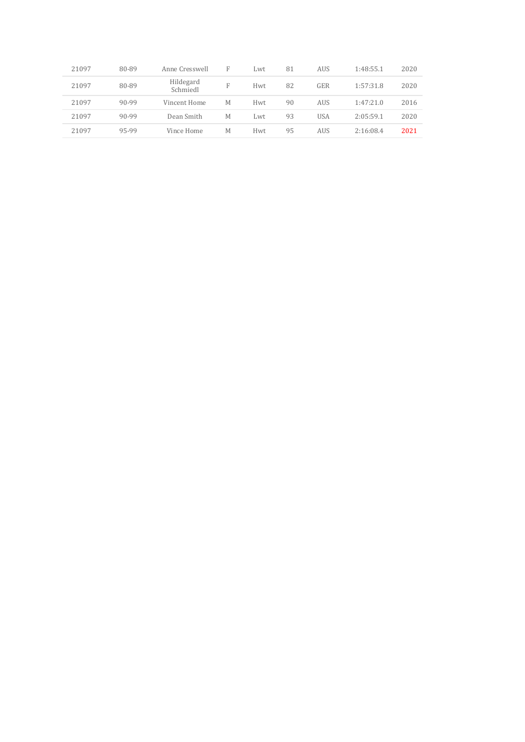| | | | | | | | | |
|---|---|---|---|---|---|---|---|---|
| 21097 | 80-89 | Anne Cresswell | F | Lwt | 81 | AUS | 1:48:55.1 | 2020 |
| 21097 | 80-89 | Hildegard Schmiedl | F | Hwt | 82 | GER | 1:57:31.8 | 2020 |
| 21097 | 90-99 | Vincent Home | M | Hwt | 90 | AUS | 1:47:21.0 | 2016 |
| 21097 | 90-99 | Dean Smith | M | Lwt | 93 | USA | 2:05:59.1 | 2020 |
| 21097 | 95-99 | Vince Home | M | Hwt | 95 | AUS | 2:16:08.4 | 2021 |